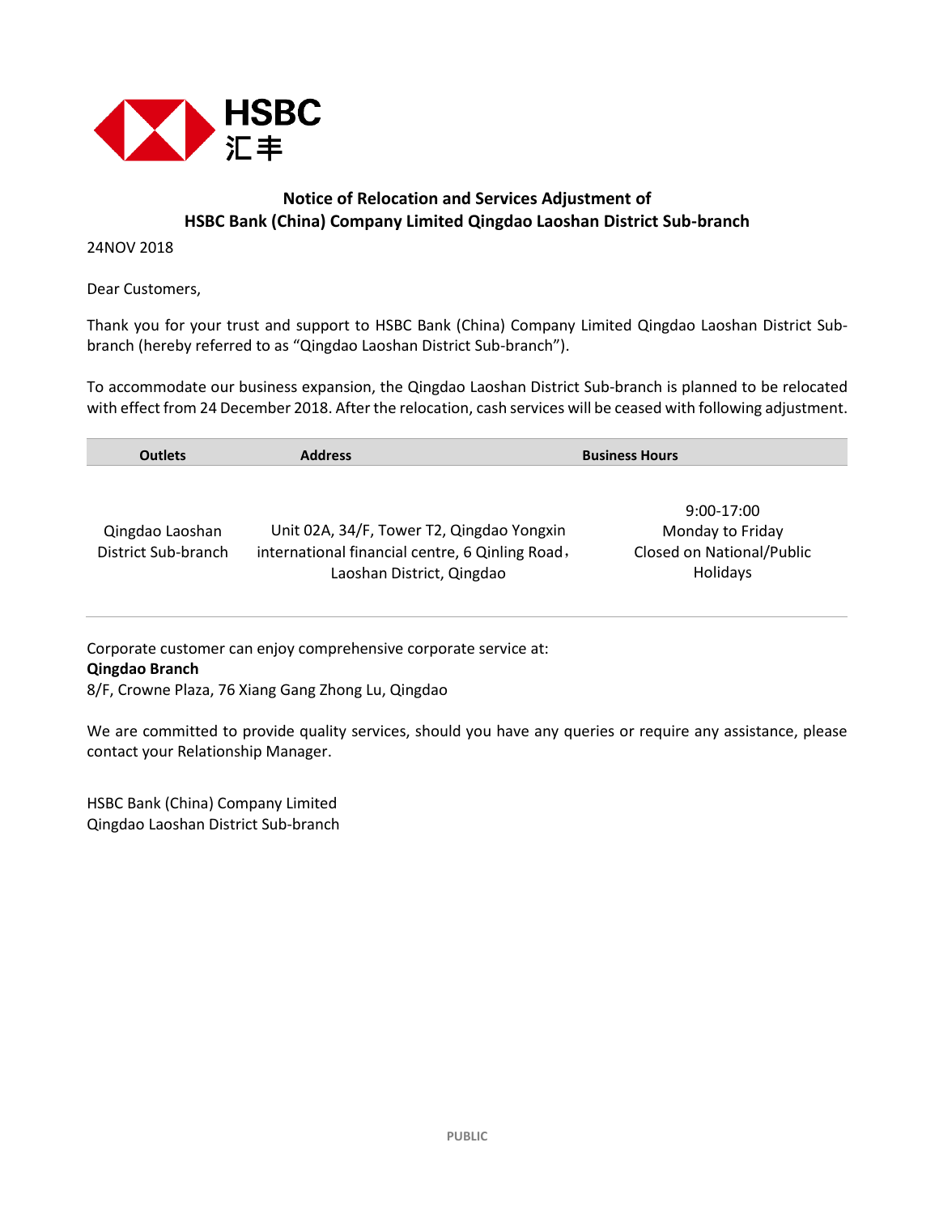HSBC 汇丰

## Notice of Relocation and Services Adjustment of HSBC Bank (China) Company Limited Qingdao Laoshan District Sub-branch

24NOV 2018

Dear Customers,

Thank you for your trust and support to HSBC Bank (China) Company Limited Qingdao Laoshan District Sub-branch (hereby referred to as "Qingdao Laoshan District Sub-branch").

To accommodate our business expansion, the Qingdao Laoshan District Sub-branch is planned to be relocated with effect from 24 December 2018. After the relocation, cash services will be ceased with following adjustment.

| Outlets | Address | Business Hours |
|---|---|---|
| Qingdao Laoshan District Sub-branch | Unit 02A, 34/F, Tower T2, Qingdao Yongxin international financial centre, 6 Qinling Road, Laoshan District, Qingdao | 9:00-17:00 Monday to Friday Closed on National/Public Holidays |

Corporate customer can enjoy comprehensive corporate service at:
**Qingdao Branch**
8/F, Crowne Plaza, 76 Xiang Gang Zhong Lu, Qingdao

We are committed to provide quality services, should you have any queries or require any assistance, please contact your Relationship Manager.

HSBC Bank (China) Company Limited
Qingdao Laoshan District Sub-branch

PUBLIC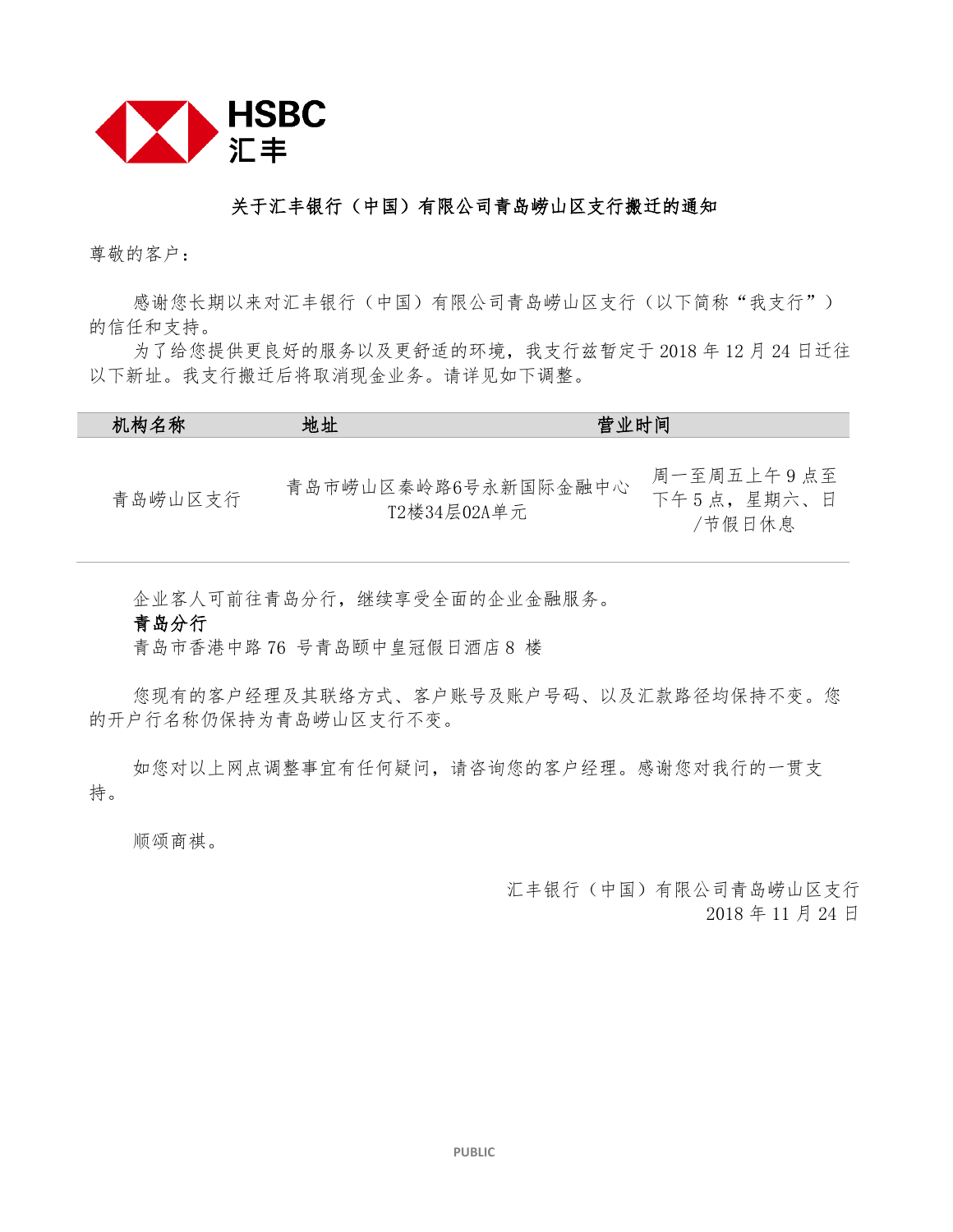HSBC
汇丰

# 关于汇丰银行（中国）有限公司青岛崂山区支行搬迁的通知

尊敬的客户：

感谢您长期以来对汇丰银行（中国）有限公司青岛崂山区支行（以下简称“我支行”）的信任和支持。

为了给您提供更良好的服务以及更舒适的环境，我支行兹暂定于 2018 年 12 月 24 日迁往以下新址。我支行搬迁后将取消现金业务。请详见如下调整。

| 机构名称 | 地址 | 营业时间 |
|---|---|---|
| 青岛崂山区支行 | 青岛市崂山区秦岭路6号永新国际金融中心T2楼34层02A单元 | 周一至周五上午 9 点至下午 5 点，星期六、日/节假日休息 |

企业客人可前往青岛分行，继续享受全面的企业金融服务。

**青岛分行**

青岛市香港中路 76 号青岛颐中皇冠假日酒店 8 楼

您现有的客户经理及其联络方式、客户账号及账户号码、以及汇款路径均保持不变。您的开户行名称仍保持为青岛崂山区支行不变。

如您对以上网点调整事宜有任何疑问，请咨询您的客户经理。感谢您对我行的一贯支持。

顺颂商祺。

汇丰银行（中国）有限公司青岛崂山区支行

2018 年 11 月 24 日

PUBLIC